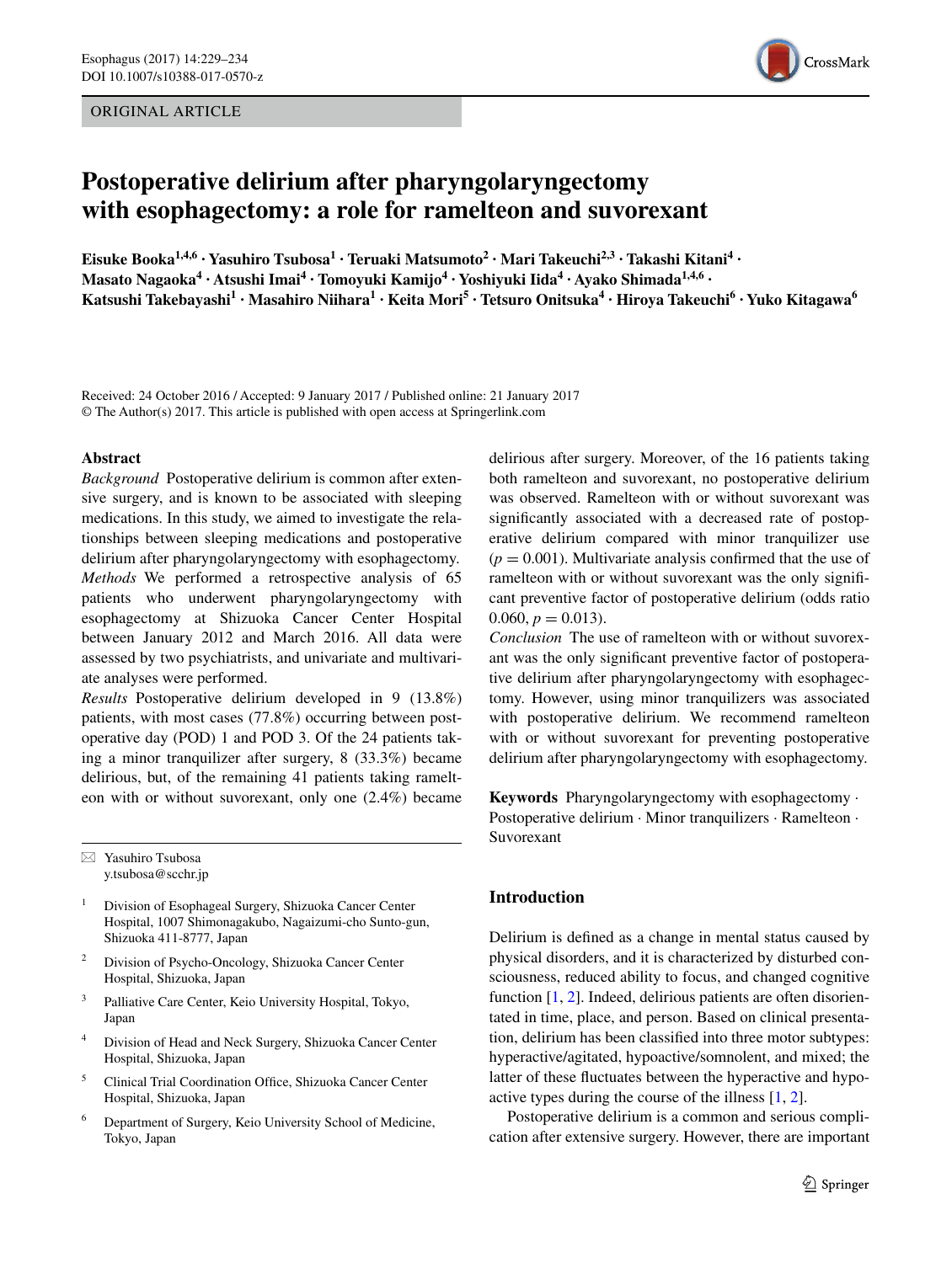ORIGINAL ARTICLE

# Postoperative delirium after pharyngolaryngectomy with esophagectomy: a role for ramelteon and suvorexant

**Eisuke Booka[1,4,6] · Yasuhiro Tsubosa[1] · Teruaki Matsumoto[2] · Mari Takeuchi[2,3] · Takashi Kitani[4] · Masato Nagaoka[4] · Atsushi Imai[4] · Tomoyuki Kamijo[4] · Yoshiyuki Iida[4] · Ayako Shimada[1,4,6] · Katsushi Takebayashi[1] · Masahiro Niihara[1] · Keita Mori[5] · Tetsuro Onitsuka[4] · Hiroya Takeuchi[6] · Yuko Kitagawa[6]**

Received: 24 October 2016 / Accepted: 9 January 2017 / Published online: 21 January 2017
© The Author(s) 2017. This article is published with open access at Springerlink.com

## Abstract

*Background* Postoperative delirium is common after extensive surgery, and is known to be associated with sleeping medications. In this study, we aimed to investigate the relationships between sleeping medications and postoperative delirium after pharyngolaryngectomy with esophagectomy.

*Methods* We performed a retrospective analysis of 65 patients who underwent pharyngolaryngectomy with esophagectomy at Shizuoka Cancer Center Hospital between January 2012 and March 2016. All data were assessed by two psychiatrists, and univariate and multivariate analyses were performed.

*Results* Postoperative delirium developed in 9 (13.8%) patients, with most cases (77.8%) occurring between postoperative day (POD) 1 and POD 3. Of the 24 patients taking a minor tranquilizer after surgery, 8 (33.3%) became delirious, but, of the remaining 41 patients taking ramelteon with or without suvorexant, only one (2.4%) became delirious after surgery. Moreover, of the 16 patients taking both ramelteon and suvorexant, no postoperative delirium was observed. Ramelteon with or without suvorexant was significantly associated with a decreased rate of postoperative delirium compared with minor tranquilizer use ($p = 0.001$). Multivariate analysis confirmed that the use of ramelteon with or without suvorexant was the only significant preventive factor of postoperative delirium (odds ratio 0.060, $p = 0.013$).

*Conclusion* The use of ramelteon with or without suvorexant was the only significant preventive factor of postoperative delirium after pharyngolaryngectomy with esophagectomy. However, using minor tranquilizers was associated with postoperative delirium. We recommend ramelteon with or without suvorexant for preventing postoperative delirium after pharyngolaryngectomy with esophagectomy.

**Keywords** Pharyngolaryngectomy with esophagectomy · Postoperative delirium · Minor tranquilizers · Ramelteon · Suvorexant

✉ Yasuhiro Tsubosa
y.tsubosa@scchr.jp

1. Division of Esophageal Surgery, Shizuoka Cancer Center Hospital, 1007 Shimonagakubo, Nagaizumi-cho Sunto-gun, Shizuoka 411-8777, Japan
2. Division of Psycho-Oncology, Shizuoka Cancer Center Hospital, Shizuoka, Japan
3. Palliative Care Center, Keio University Hospital, Tokyo, Japan
4. Division of Head and Neck Surgery, Shizuoka Cancer Center Hospital, Shizuoka, Japan
5. Clinical Trial Coordination Office, Shizuoka Cancer Center Hospital, Shizuoka, Japan
6. Department of Surgery, Keio University School of Medicine, Tokyo, Japan

## Introduction

Delirium is defined as a change in mental status caused by physical disorders, and it is characterized by disturbed consciousness, reduced ability to focus, and changed cognitive function [1, 2]. Indeed, delirious patients are often disorientated in time, place, and person. Based on clinical presentation, delirium has been classified into three motor subtypes: hyperactive/agitated, hypoactive/somnolent, and mixed; the latter of these fluctuates between the hyperactive and hypoactive types during the course of the illness [1, 2].

Postoperative delirium is a common and serious complication after extensive surgery. However, there are important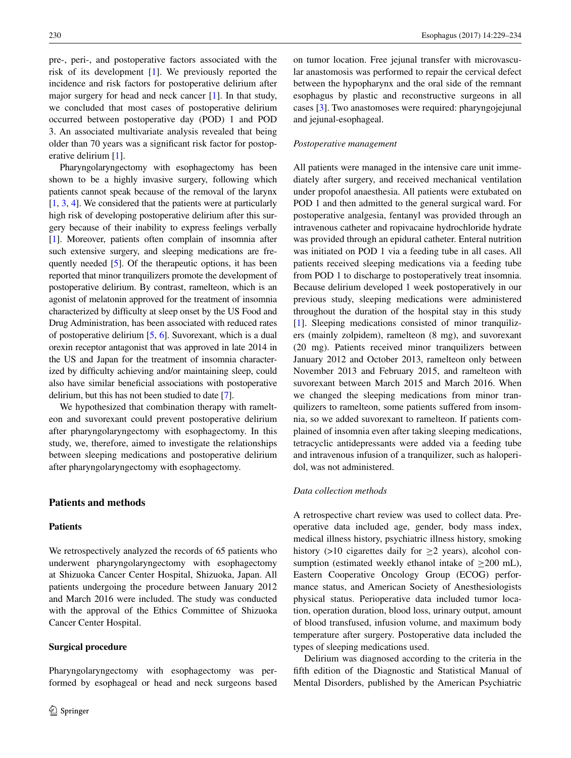pre-, peri-, and postoperative factors associated with the risk of its development [1]. We previously reported the incidence and risk factors for postoperative delirium after major surgery for head and neck cancer [1]. In that study, we concluded that most cases of postoperative delirium occurred between postoperative day (POD) 1 and POD 3. An associated multivariate analysis revealed that being older than 70 years was a significant risk factor for postoperative delirium [1].

Pharyngolaryngectomy with esophagectomy has been shown to be a highly invasive surgery, following which patients cannot speak because of the removal of the larynx [1, 3, 4]. We considered that the patients were at particularly high risk of developing postoperative delirium after this surgery because of their inability to express feelings verbally [1]. Moreover, patients often complain of insomnia after such extensive surgery, and sleeping medications are frequently needed [5]. Of the therapeutic options, it has been reported that minor tranquilizers promote the development of postoperative delirium. By contrast, ramelteon, which is an agonist of melatonin approved for the treatment of insomnia characterized by difficulty at sleep onset by the US Food and Drug Administration, has been associated with reduced rates of postoperative delirium [5, 6]. Suvorexant, which is a dual orexin receptor antagonist that was approved in late 2014 in the US and Japan for the treatment of insomnia characterized by difficulty achieving and/or maintaining sleep, could also have similar beneficial associations with postoperative delirium, but this has not been studied to date [7].

We hypothesized that combination therapy with ramelteon and suvorexant could prevent postoperative delirium after pharyngolaryngectomy with esophagectomy. In this study, we, therefore, aimed to investigate the relationships between sleeping medications and postoperative delirium after pharyngolaryngectomy with esophagectomy.

## Patients and methods

### Patients

We retrospectively analyzed the records of 65 patients who underwent pharyngolaryngectomy with esophagectomy at Shizuoka Cancer Center Hospital, Shizuoka, Japan. All patients undergoing the procedure between January 2012 and March 2016 were included. The study was conducted with the approval of the Ethics Committee of Shizuoka Cancer Center Hospital.

### Surgical procedure

Pharyngolaryngectomy with esophagectomy was performed by esophageal or head and neck surgeons based on tumor location. Free jejunal transfer with microvascular anastomosis was performed to repair the cervical defect between the hypopharynx and the oral side of the remnant esophagus by plastic and reconstructive surgeons in all cases [3]. Two anastomoses were required: pharyngojejunal and jejunal-esophageal.

#### *Postoperative management*

All patients were managed in the intensive care unit immediately after surgery, and received mechanical ventilation under propofol anaesthesia. All patients were extubated on POD 1 and then admitted to the general surgical ward. For postoperative analgesia, fentanyl was provided through an intravenous catheter and ropivacaine hydrochloride hydrate was provided through an epidural catheter. Enteral nutrition was initiated on POD 1 via a feeding tube in all cases. All patients received sleeping medications via a feeding tube from POD 1 to discharge to postoperatively treat insomnia. Because delirium developed 1 week postoperatively in our previous study, sleeping medications were administered throughout the duration of the hospital stay in this study [1]. Sleeping medications consisted of minor tranquilizers (mainly zolpidem), ramelteon (8 mg), and suvorexant (20 mg). Patients received minor tranquilizers between January 2012 and October 2013, ramelteon only between November 2013 and February 2015, and ramelteon with suvorexant between March 2015 and March 2016. When we changed the sleeping medications from minor tranquilizers to ramelteon, some patients suffered from insomnia, so we added suvorexant to ramelteon. If patients complained of insomnia even after taking sleeping medications, tetracyclic antidepressants were added via a feeding tube and intravenous infusion of a tranquilizer, such as haloperidol, was not administered.

#### *Data collection methods*

A retrospective chart review was used to collect data. Preoperative data included age, gender, body mass index, medical illness history, psychiatric illness history, smoking history (>10 cigarettes daily for ≥2 years), alcohol consumption (estimated weekly ethanol intake of ≥200 mL), Eastern Cooperative Oncology Group (ECOG) performance status, and American Society of Anesthesiologists physical status. Perioperative data included tumor location, operation duration, blood loss, urinary output, amount of blood transfused, infusion volume, and maximum body temperature after surgery. Postoperative data included the types of sleeping medications used.

Delirium was diagnosed according to the criteria in the fifth edition of the Diagnostic and Statistical Manual of Mental Disorders, published by the American Psychiatric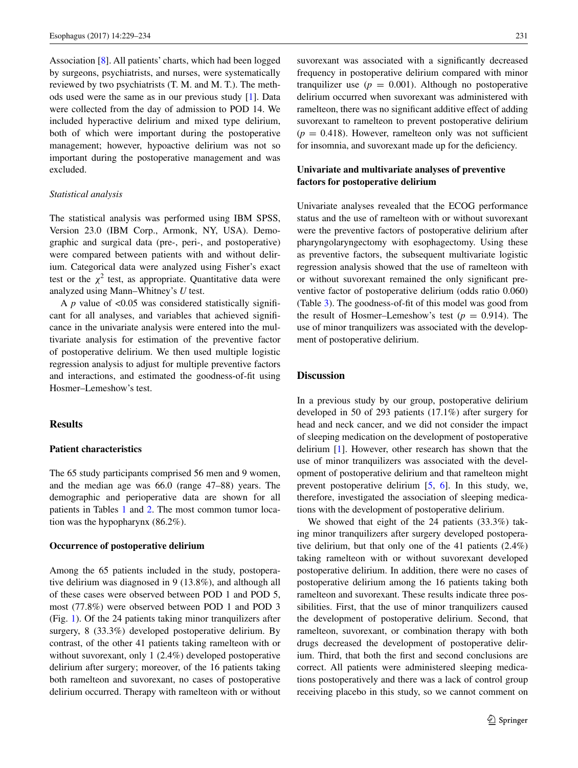Association [8]. All patients' charts, which had been logged by surgeons, psychiatrists, and nurses, were systematically reviewed by two psychiatrists (T. M. and M. T.). The methods used were the same as in our previous study [1]. Data were collected from the day of admission to POD 14. We included hyperactive delirium and mixed type delirium, both of which were important during the postoperative management; however, hypoactive delirium was not so important during the postoperative management and was excluded.

### *Statistical analysis*

The statistical analysis was performed using IBM SPSS, Version 23.0 (IBM Corp., Armonk, NY, USA). Demographic and surgical data (pre-, peri-, and postoperative) were compared between patients with and without delirium. Categorical data were analyzed using Fisher's exact test or the $\chi^2$ test, as appropriate. Quantitative data were analyzed using Mann–Whitney's *U* test.

A *p* value of <0.05 was considered statistically significant for all analyses, and variables that achieved significance in the univariate analysis were entered into the multivariate analysis for estimation of the preventive factor of postoperative delirium. We then used multiple logistic regression analysis to adjust for multiple preventive factors and interactions, and estimated the goodness-of-fit using Hosmer–Lemeshow's test.

## Results

### Patient characteristics

The 65 study participants comprised 56 men and 9 women, and the median age was 66.0 (range 47–88) years. The demographic and perioperative data are shown for all patients in Tables 1 and 2. The most common tumor location was the hypopharynx (86.2%).

### Occurrence of postoperative delirium

Among the 65 patients included in the study, postoperative delirium was diagnosed in 9 (13.8%), and although all of these cases were observed between POD 1 and POD 5, most (77.8%) were observed between POD 1 and POD 3 (Fig. 1). Of the 24 patients taking minor tranquilizers after surgery, 8 (33.3%) developed postoperative delirium. By contrast, of the other 41 patients taking ramelteon with or without suvorexant, only 1 (2.4%) developed postoperative delirium after surgery; moreover, of the 16 patients taking both ramelteon and suvorexant, no cases of postoperative delirium occurred. Therapy with ramelteon with or without suvorexant was associated with a significantly decreased frequency in postoperative delirium compared with minor tranquilizer use ($p = 0.001$). Although no postoperative delirium occurred when suvorexant was administered with ramelteon, there was no significant additive effect of adding suvorexant to ramelteon to prevent postoperative delirium ($p = 0.418$). However, ramelteon only was not sufficient for insomnia, and suvorexant made up for the deficiency.

### Univariate and multivariate analyses of preventive factors for postoperative delirium

Univariate analyses revealed that the ECOG performance status and the use of ramelteon with or without suvorexant were the preventive factors of postoperative delirium after pharyngolaryngectomy with esophagectomy. Using these as preventive factors, the subsequent multivariate logistic regression analysis showed that the use of ramelteon with or without suvorexant remained the only significant preventive factor of postoperative delirium (odds ratio 0.060) (Table 3). The goodness-of-fit of this model was good from the result of Hosmer–Lemeshow's test ($p = 0.914$). The use of minor tranquilizers was associated with the development of postoperative delirium.

## Discussion

In a previous study by our group, postoperative delirium developed in 50 of 293 patients (17.1%) after surgery for head and neck cancer, and we did not consider the impact of sleeping medication on the development of postoperative delirium [1]. However, other research has shown that the use of minor tranquilizers was associated with the development of postoperative delirium and that ramelteon might prevent postoperative delirium [5, 6]. In this study, we, therefore, investigated the association of sleeping medications with the development of postoperative delirium.

We showed that eight of the 24 patients (33.3%) taking minor tranquilizers after surgery developed postoperative delirium, but that only one of the 41 patients (2.4%) taking ramelteon with or without suvorexant developed postoperative delirium. In addition, there were no cases of postoperative delirium among the 16 patients taking both ramelteon and suvorexant. These results indicate three possibilities. First, that the use of minor tranquilizers caused the development of postoperative delirium. Second, that ramelteon, suvorexant, or combination therapy with both drugs decreased the development of postoperative delirium. Third, that both the first and second conclusions are correct. All patients were administered sleeping medications postoperatively and there was a lack of control group receiving placebo in this study, so we cannot comment on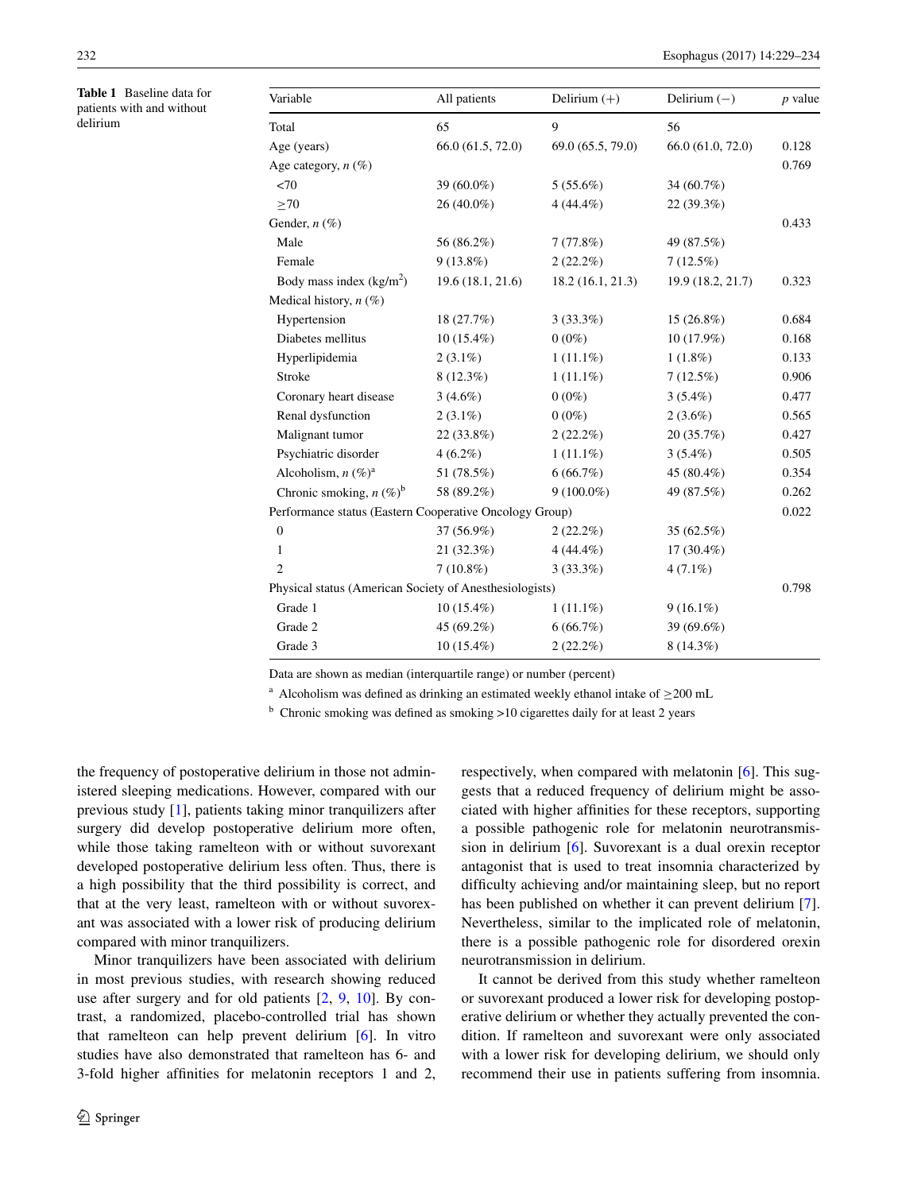**Table 1** Baseline data for patients with and without delirium

| Variable | All patients | Delirium (+) | Delirium (−) | *p* value |
|---|---|---|---|---|
| Total | 65 | 9 | 56 | |
| Age (years) | 66.0 (61.5, 72.0) | 69.0 (65.5, 79.0) | 66.0 (61.0, 72.0) | 0.128 |
| Age category, *n* (%) | | | | 0.769 |
| <70 | 39 (60.0%) | 5 (55.6%) | 34 (60.7%) | |
| ≥70 | 26 (40.0%) | 4 (44.4%) | 22 (39.3%) | |
| Gender, *n* (%) | | | | 0.433 |
| Male | 56 (86.2%) | 7 (77.8%) | 49 (87.5%) | |
| Female | 9 (13.8%) | 2 (22.2%) | 7 (12.5%) | |
| Body mass index (kg/m$^2$) | 19.6 (18.1, 21.6) | 18.2 (16.1, 21.3) | 19.9 (18.2, 21.7) | 0.323 |
| Medical history, *n* (%) | | | | |
| Hypertension | 18 (27.7%) | 3 (33.3%) | 15 (26.8%) | 0.684 |
| Diabetes mellitus | 10 (15.4%) | 0 (0%) | 10 (17.9%) | 0.168 |
| Hyperlipidemia | 2 (3.1%) | 1 (11.1%) | 1 (1.8%) | 0.133 |
| Stroke | 8 (12.3%) | 1 (11.1%) | 7 (12.5%) | 0.906 |
| Coronary heart disease | 3 (4.6%) | 0 (0%) | 3 (5.4%) | 0.477 |
| Renal dysfunction | 2 (3.1%) | 0 (0%) | 2 (3.6%) | 0.565 |
| Malignant tumor | 22 (33.8%) | 2 (22.2%) | 20 (35.7%) | 0.427 |
| Psychiatric disorder | 4 (6.2%) | 1 (11.1%) | 3 (5.4%) | 0.505 |
| Alcoholism, *n* (%)[a] | 51 (78.5%) | 6 (66.7%) | 45 (80.4%) | 0.354 |
| Chronic smoking, *n* (%)[b] | 58 (89.2%) | 9 (100.0%) | 49 (87.5%) | 0.262 |
| Performance status (Eastern Cooperative Oncology Group) | | | | 0.022 |
| 0 | 37 (56.9%) | 2 (22.2%) | 35 (62.5%) | |
| 1 | 21 (32.3%) | 4 (44.4%) | 17 (30.4%) | |
| 2 | 7 (10.8%) | 3 (33.3%) | 4 (7.1%) | |
| Physical status (American Society of Anesthesiologists) | | | | 0.798 |
| Grade 1 | 10 (15.4%) | 1 (11.1%) | 9 (16.1%) | |
| Grade 2 | 45 (69.2%) | 6 (66.7%) | 39 (69.6%) | |
| Grade 3 | 10 (15.4%) | 2 (22.2%) | 8 (14.3%) | |

Data are shown as median (interquartile range) or number (percent)

[a] Alcoholism was defined as drinking an estimated weekly ethanol intake of ≥200 mL

[b] Chronic smoking was defined as smoking >10 cigarettes daily for at least 2 years

the frequency of postoperative delirium in those not administered sleeping medications. However, compared with our previous study [1], patients taking minor tranquilizers after surgery did develop postoperative delirium more often, while those taking ramelteon with or without suvorexant developed postoperative delirium less often. Thus, there is a high possibility that the third possibility is correct, and that at the very least, ramelteon with or without suvorexant was associated with a lower risk of producing delirium compared with minor tranquilizers.

Minor tranquilizers have been associated with delirium in most previous studies, with research showing reduced use after surgery and for old patients [2, 9, 10]. By contrast, a randomized, placebo-controlled trial has shown that ramelteon can help prevent delirium [6]. In vitro studies have also demonstrated that ramelteon has 6- and 3-fold higher affinities for melatonin receptors 1 and 2, respectively, when compared with melatonin [6]. This suggests that a reduced frequency of delirium might be associated with higher affinities for these receptors, supporting a possible pathogenic role for melatonin neurotransmission in delirium [6]. Suvorexant is a dual orexin receptor antagonist that is used to treat insomnia characterized by difficulty achieving and/or maintaining sleep, but no report has been published on whether it can prevent delirium [7]. Nevertheless, similar to the implicated role of melatonin, there is a possible pathogenic role for disordered orexin neurotransmission in delirium.

It cannot be derived from this study whether ramelteon or suvorexant produced a lower risk for developing postoperative delirium or whether they actually prevented the condition. If ramelteon and suvorexant were only associated with a lower risk for developing delirium, we should only recommend their use in patients suffering from insomnia.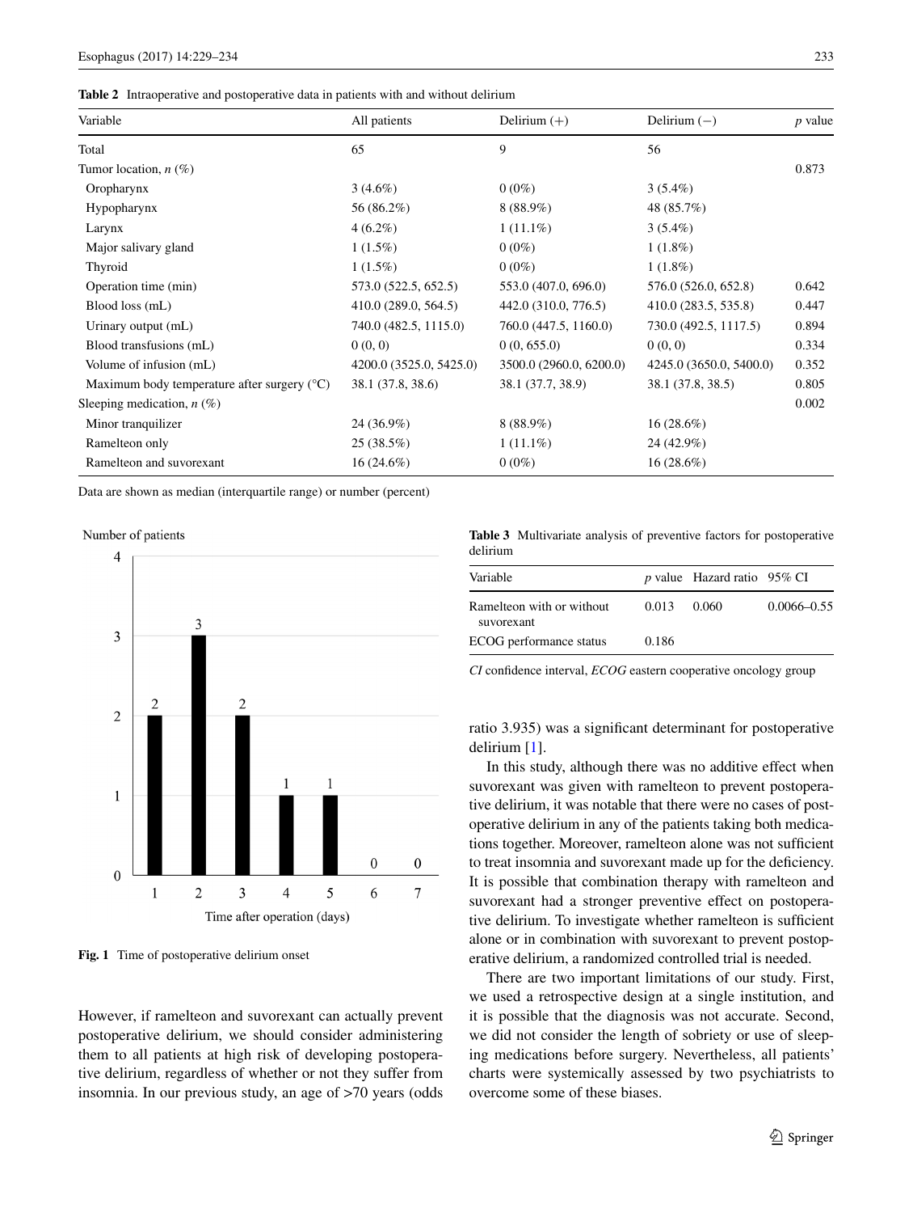**Table 2** Intraoperative and postoperative data in patients with and without delirium

| Variable | All patients | Delirium (+) | Delirium (−) | *p* value |
|---|---|---|---|---|
| Total | 65 | 9 | 56 | |
| Tumor location, *n* (%) | | | | 0.873 |
| Oropharynx | 3 (4.6%) | 0 (0%) | 3 (5.4%) | |
| Hypopharynx | 56 (86.2%) | 8 (88.9%) | 48 (85.7%) | |
| Larynx | 4 (6.2%) | 1 (11.1%) | 3 (5.4%) | |
| Major salivary gland | 1 (1.5%) | 0 (0%) | 1 (1.8%) | |
| Thyroid | 1 (1.5%) | 0 (0%) | 1 (1.8%) | |
| Operation time (min) | 573.0 (522.5, 652.5) | 553.0 (407.0, 696.0) | 576.0 (526.0, 652.8) | 0.642 |
| Blood loss (mL) | 410.0 (289.0, 564.5) | 442.0 (310.0, 776.5) | 410.0 (283.5, 535.8) | 0.447 |
| Urinary output (mL) | 740.0 (482.5, 1115.0) | 760.0 (447.5, 1160.0) | 730.0 (492.5, 1117.5) | 0.894 |
| Blood transfusions (mL) | 0 (0, 0) | 0 (0, 655.0) | 0 (0, 0) | 0.334 |
| Volume of infusion (mL) | 4200.0 (3525.0, 5425.0) | 3500.0 (2960.0, 6200.0) | 4245.0 (3650.0, 5400.0) | 0.352 |
| Maximum body temperature after surgery (°C) | 38.1 (37.8, 38.6) | 38.1 (37.7, 38.9) | 38.1 (37.8, 38.5) | 0.805 |
| Sleeping medication, *n* (%) | | | | 0.002 |
| Minor tranquilizer | 24 (36.9%) | 8 (88.9%) | 16 (28.6%) | |
| Ramelteon only | 25 (38.5%) | 1 (11.1%) | 24 (42.9%) | |
| Ramelteon and suvorexant | 16 (24.6%) | 0 (0%) | 16 (28.6%) | |

Data are shown as median (interquartile range) or number (percent)

**Fig. 1** Time of postoperative delirium onset

However, if ramelteon and suvorexant can actually prevent postoperative delirium, we should consider administering them to all patients at high risk of developing postoperative delirium, regardless of whether or not they suffer from insomnia. In our previous study, an age of >70 years (odds ratio 3.935) was a significant determinant for postoperative delirium [1].

**Table 3** Multivariate analysis of preventive factors for postoperative delirium

| Variable | *p* value | Hazard ratio | 95% CI |
|---|---|---|---|
| Ramelteon with or without suvorexant | 0.013 | 0.060 | 0.0066–0.55 |
| ECOG performance status | 0.186 | | |

*CI* confidence interval, *ECOG* eastern cooperative oncology group

In this study, although there was no additive effect when suvorexant was given with ramelteon to prevent postoperative delirium, it was notable that there were no cases of postoperative delirium in any of the patients taking both medications together. Moreover, ramelteon alone was not sufficient to treat insomnia and suvorexant made up for the deficiency. It is possible that combination therapy with ramelteon and suvorexant had a stronger preventive effect on postoperative delirium. To investigate whether ramelteon is sufficient alone or in combination with suvorexant to prevent postoperative delirium, a randomized controlled trial is needed.

There are two important limitations of our study. First, we used a retrospective design at a single institution, and it is possible that the diagnosis was not accurate. Second, we did not consider the length of sobriety or use of sleeping medications before surgery. Nevertheless, all patients' charts were systemically assessed by two psychiatrists to overcome some of these biases.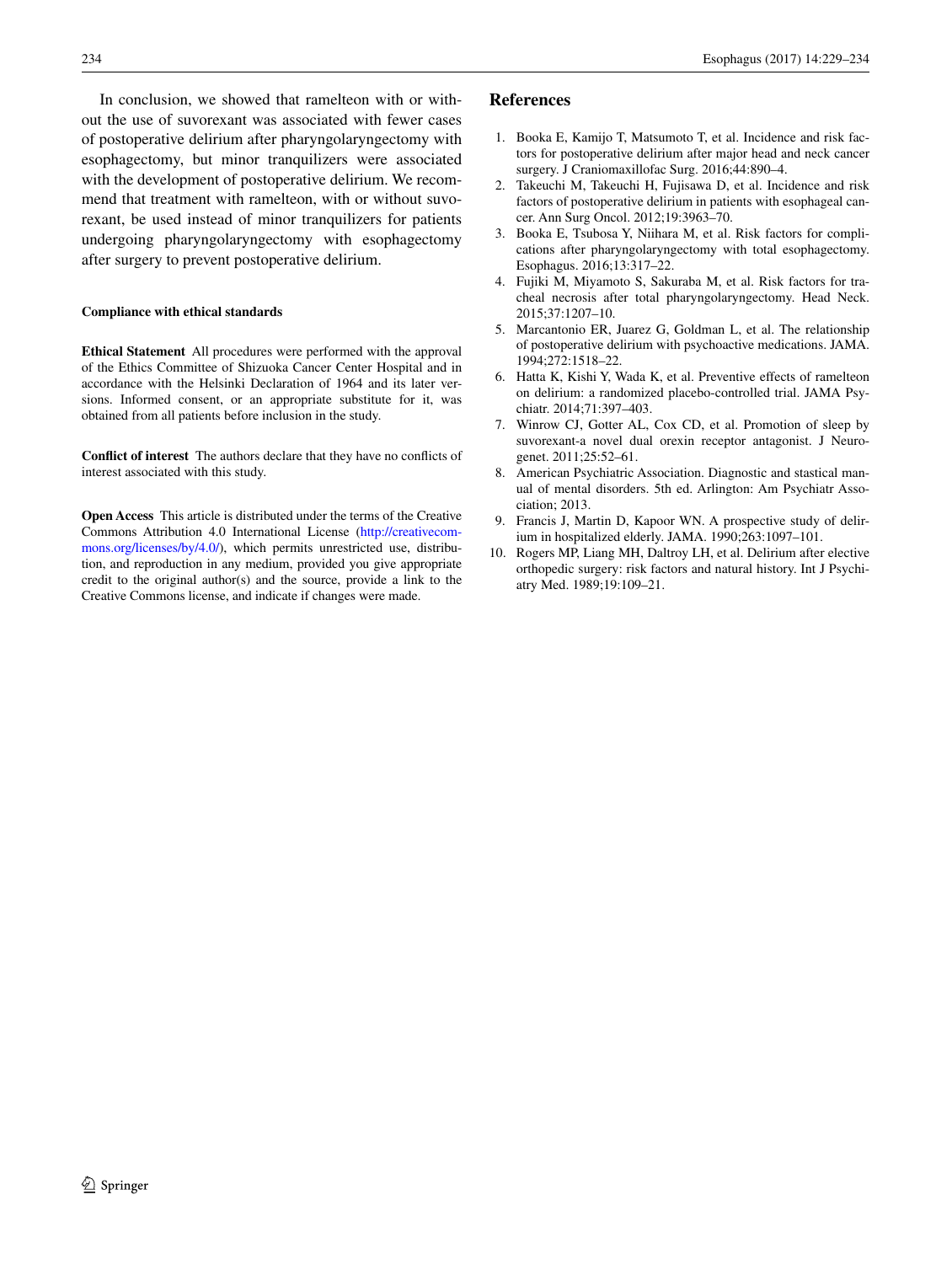In conclusion, we showed that ramelteon with or without the use of suvorexant was associated with fewer cases of postoperative delirium after pharyngolaryngectomy with esophagectomy, but minor tranquilizers were associated with the development of postoperative delirium. We recommend that treatment with ramelteon, with or without suvorexant, be used instead of minor tranquilizers for patients undergoing pharyngolaryngectomy with esophagectomy after surgery to prevent postoperative delirium.

#### Compliance with ethical standards

**Ethical Statement** All procedures were performed with the approval of the Ethics Committee of Shizuoka Cancer Center Hospital and in accordance with the Helsinki Declaration of 1964 and its later versions. Informed consent, or an appropriate substitute for it, was obtained from all patients before inclusion in the study.

**Conflict of interest** The authors declare that they have no conflicts of interest associated with this study.

**Open Access** This article is distributed under the terms of the Creative Commons Attribution 4.0 International License (http://creativecommons.org/licenses/by/4.0/), which permits unrestricted use, distribution, and reproduction in any medium, provided you give appropriate credit to the original author(s) and the source, provide a link to the Creative Commons license, and indicate if changes were made.

## References

1. Booka E, Kamijo T, Matsumoto T, et al. Incidence and risk factors for postoperative delirium after major head and neck cancer surgery. J Craniomaxillofac Surg. 2016;44:890–4.
2. Takeuchi M, Takeuchi H, Fujisawa D, et al. Incidence and risk factors of postoperative delirium in patients with esophageal cancer. Ann Surg Oncol. 2012;19:3963–70.
3. Booka E, Tsubosa Y, Niihara M, et al. Risk factors for complications after pharyngolaryngectomy with total esophagectomy. Esophagus. 2016;13:317–22.
4. Fujiki M, Miyamoto S, Sakuraba M, et al. Risk factors for tracheal necrosis after total pharyngolaryngectomy. Head Neck. 2015;37:1207–10.
5. Marcantonio ER, Juarez G, Goldman L, et al. The relationship of postoperative delirium with psychoactive medications. JAMA. 1994;272:1518–22.
6. Hatta K, Kishi Y, Wada K, et al. Preventive effects of ramelteon on delirium: a randomized placebo-controlled trial. JAMA Psychiatr. 2014;71:397–403.
7. Winrow CJ, Gotter AL, Cox CD, et al. Promotion of sleep by suvorexant-a novel dual orexin receptor antagonist. J Neurogenet. 2011;25:52–61.
8. American Psychiatric Association. Diagnostic and stastical manual of mental disorders. 5th ed. Arlington: Am Psychiatr Association; 2013.
9. Francis J, Martin D, Kapoor WN. A prospective study of delirium in hospitalized elderly. JAMA. 1990;263:1097–101.
10. Rogers MP, Liang MH, Daltroy LH, et al. Delirium after elective orthopedic surgery: risk factors and natural history. Int J Psychiatry Med. 1989;19:109–21.